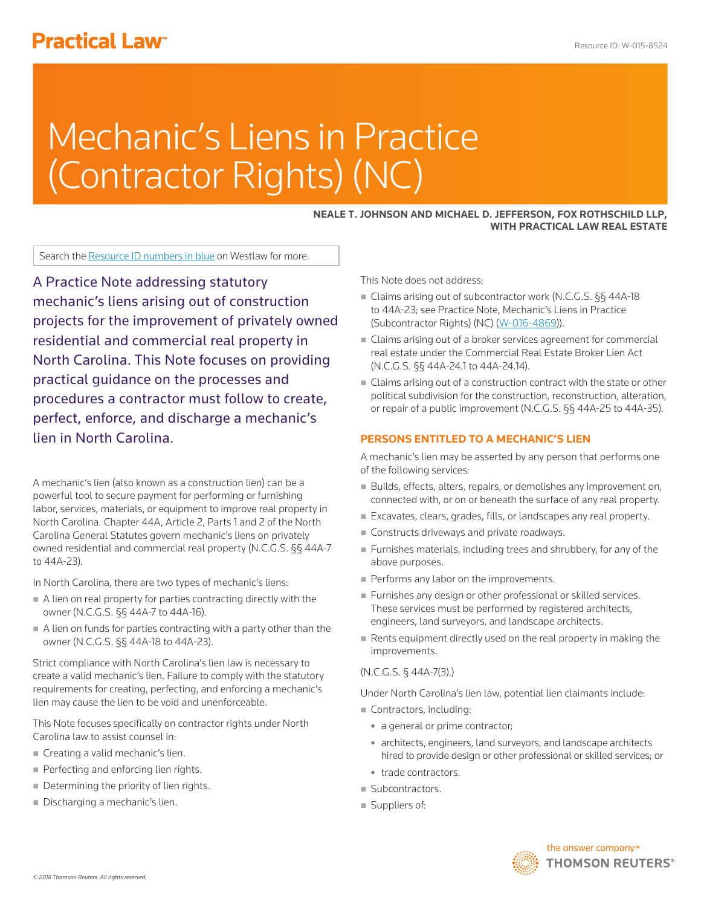# Mechanic's Liens in Practice (Contractor Rights) (NC)

**NEALE T. JOHNSON AND MICHAEL D. JEFFERSON, FOX ROTHSCHILD LLP, WITH PRACTICAL LAW REAL ESTATE**

Search the Resource ID numbers in blue on Westlaw for more.

A Practice Note addressing statutory mechanic's liens arising out of construction projects for the improvement of privately owned residential and commercial real property in North Carolina. This Note focuses on providing practical guidance on the processes and procedures a contractor must follow to create, perfect, enforce, and discharge a mechanic's lien in North Carolina.

A mechanic's lien (also known as a construction lien) can be a powerful tool to secure payment for performing or furnishing labor, services, materials, or equipment to improve real property in North Carolina. Chapter 44A, Article 2, Parts 1 and 2 of the North Carolina General Statutes govern mechanic's liens on privately owned residential and commercial real property (N.C.G.S. §§ 44A-7 to 44A-23).

In North Carolina, there are two types of mechanic's liens:

- A lien on real property for parties contracting directly with the owner (N.C.G.S. §§ 44A-7 to 44A-16).
- A lien on funds for parties contracting with a party other than the owner (N.C.G.S. §§ 44A-18 to 44A-23).

Strict compliance with North Carolina's lien law is necessary to create a valid mechanic's lien. Failure to comply with the statutory requirements for creating, perfecting, and enforcing a mechanic's lien may cause the lien to be void and unenforceable.

This Note focuses specifically on contractor rights under North Carolina law to assist counsel in:

- Creating a valid mechanic's lien.
- Perfecting and enforcing lien rights.
- Determining the priority of lien rights.
- Discharging a mechanic's lien.

This Note does not address:

- Claims arising out of subcontractor work (N.C.G.S. §§ 44A-18 to 44A-23; see Practice Note, Mechanic's Liens in Practice (Subcontractor Rights) (NC) (W-016-4869)).
- Claims arising out of a broker services agreement for commercial real estate under the Commercial Real Estate Broker Lien Act (N.C.G.S. §§ 44A-24.1 to 44A-24.14).
- Claims arising out of a construction contract with the state or other political subdivision for the construction, reconstruction, alteration, or repair of a public improvement (N.C.G.S. §§ 44A-25 to 44A-35).

## PERSONS ENTITLED TO A MECHANIC'S LIEN

A mechanic's lien may be asserted by any person that performs one of the following services:

- Builds, effects, alters, repairs, or demolishes any improvement on, connected with, or on or beneath the surface of any real property.
- Excavates, clears, grades, fills, or landscapes any real property.
- Constructs driveways and private roadways.
- Furnishes materials, including trees and shrubbery, for any of the above purposes.
- Performs any labor on the improvements.
- Furnishes any design or other professional or skilled services. These services must be performed by registered architects, engineers, land surveyors, and landscape architects.
- Rents equipment directly used on the real property in making the improvements.

(N.C.G.S. § 44A-7(3).)

Under North Carolina's lien law, potential lien claimants include:

- Contractors, including:
  - a general or prime contractor;
  - architects, engineers, land surveyors, and landscape architects hired to provide design or other professional or skilled services; or
  - trade contractors.
- Subcontractors.
- Suppliers of: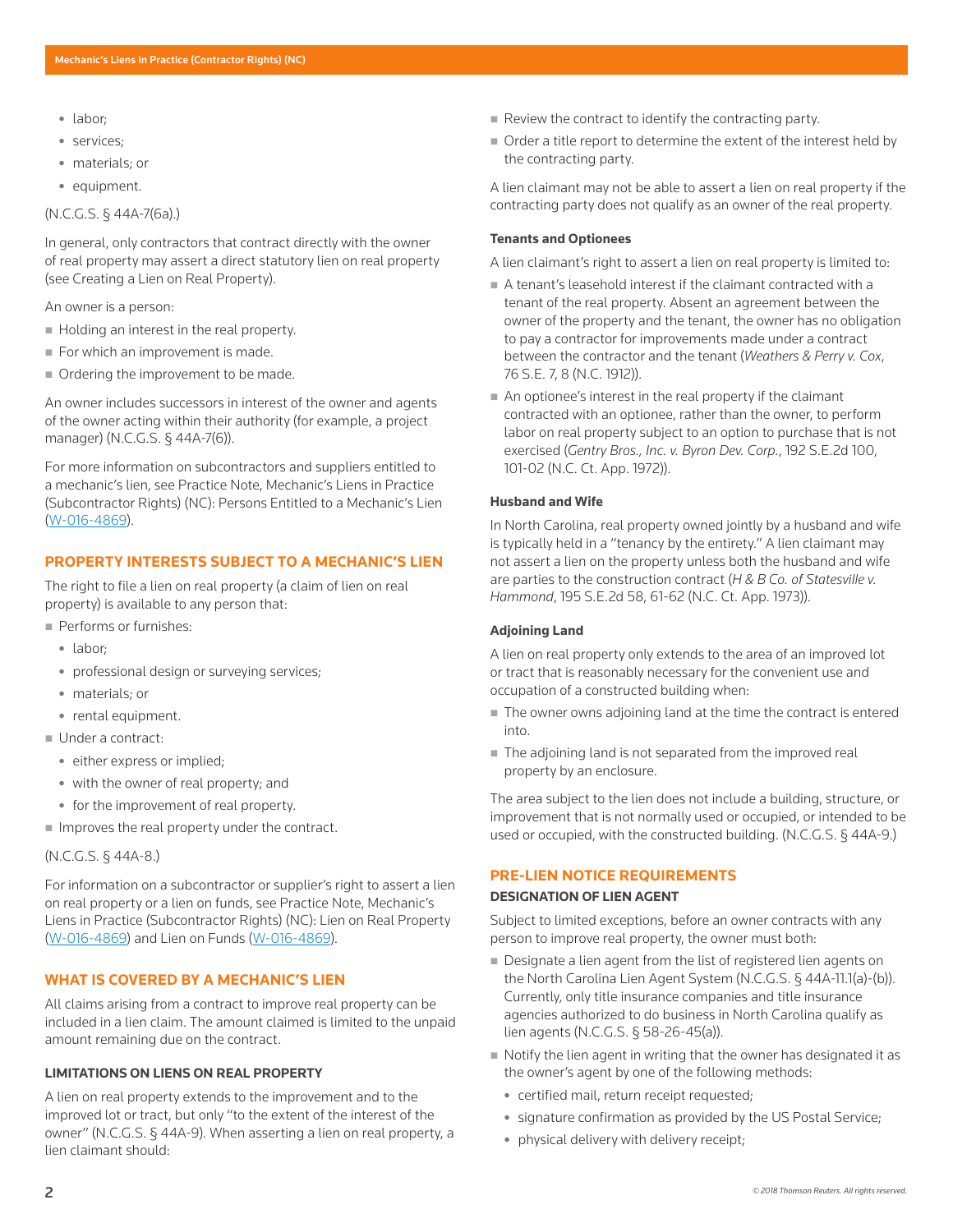- labor;
- services;
- materials; or
- equipment.

(N.C.G.S. § 44A-7(6a).)

In general, only contractors that contract directly with the owner of real property may assert a direct statutory lien on real property (see Creating a Lien on Real Property).

An owner is a person:

- Holding an interest in the real property.
- For which an improvement is made.
- Ordering the improvement to be made.

An owner includes successors in interest of the owner and agents of the owner acting within their authority (for example, a project manager) (N.C.G.S. § 44A-7(6)).

For more information on subcontractors and suppliers entitled to a mechanic's lien, see Practice Note, Mechanic's Liens in Practice (Subcontractor Rights) (NC): Persons Entitled to a Mechanic's Lien (W-016-4869).

## PROPERTY INTERESTS SUBJECT TO A MECHANIC'S LIEN

The right to file a lien on real property (a claim of lien on real property) is available to any person that:

- Performs or furnishes:
  - labor;
  - professional design or surveying services;
  - materials; or
  - rental equipment.
- Under a contract:
  - either express or implied;
  - with the owner of real property; and
  - for the improvement of real property.
- Improves the real property under the contract.

(N.C.G.S. § 44A-8.)

For information on a subcontractor or supplier's right to assert a lien on real property or a lien on funds, see Practice Note, Mechanic's Liens in Practice (Subcontractor Rights) (NC): Lien on Real Property (W-016-4869) and Lien on Funds (W-016-4869).

## WHAT IS COVERED BY A MECHANIC'S LIEN

All claims arising from a contract to improve real property can be included in a lien claim. The amount claimed is limited to the unpaid amount remaining due on the contract.

### LIMITATIONS ON LIENS ON REAL PROPERTY

A lien on real property extends to the improvement and to the improved lot or tract, but only "to the extent of the interest of the owner" (N.C.G.S. § 44A-9). When asserting a lien on real property, a lien claimant should:

- Review the contract to identify the contracting party.
- Order a title report to determine the extent of the interest held by the contracting party.

A lien claimant may not be able to assert a lien on real property if the contracting party does not qualify as an owner of the real property.

#### Tenants and Optionees

A lien claimant's right to assert a lien on real property is limited to:

- A tenant's leasehold interest if the claimant contracted with a tenant of the real property. Absent an agreement between the owner of the property and the tenant, the owner has no obligation to pay a contractor for improvements made under a contract between the contractor and the tenant (*Weathers & Perry v. Cox*, 76 S.E. 7, 8 (N.C. 1912)).
- An optionee's interest in the real property if the claimant contracted with an optionee, rather than the owner, to perform labor on real property subject to an option to purchase that is not exercised (*Gentry Bros., Inc. v. Byron Dev. Corp.*, 192 S.E.2d 100, 101-02 (N.C. Ct. App. 1972)).

#### Husband and Wife

In North Carolina, real property owned jointly by a husband and wife is typically held in a "tenancy by the entirety." A lien claimant may not assert a lien on the property unless both the husband and wife are parties to the construction contract (*H & B Co. of Statesville v. Hammond*, 195 S.E.2d 58, 61-62 (N.C. Ct. App. 1973)).

#### Adjoining Land

A lien on real property only extends to the area of an improved lot or tract that is reasonably necessary for the convenient use and occupation of a constructed building when:

- The owner owns adjoining land at the time the contract is entered into.
- The adjoining land is not separated from the improved real property by an enclosure.

The area subject to the lien does not include a building, structure, or improvement that is not normally used or occupied, or intended to be used or occupied, with the constructed building. (N.C.G.S. § 44A-9.)

## PRE-LIEN NOTICE REQUIREMENTS

### DESIGNATION OF LIEN AGENT

Subject to limited exceptions, before an owner contracts with any person to improve real property, the owner must both:

- Designate a lien agent from the list of registered lien agents on the North Carolina Lien Agent System (N.C.G.S. § 44A-11.1(a)-(b)). Currently, only title insurance companies and title insurance agencies authorized to do business in North Carolina qualify as lien agents (N.C.G.S. § 58-26-45(a)).
- Notify the lien agent in writing that the owner has designated it as the owner's agent by one of the following methods:
  - certified mail, return receipt requested;
  - signature confirmation as provided by the US Postal Service;
  - physical delivery with delivery receipt;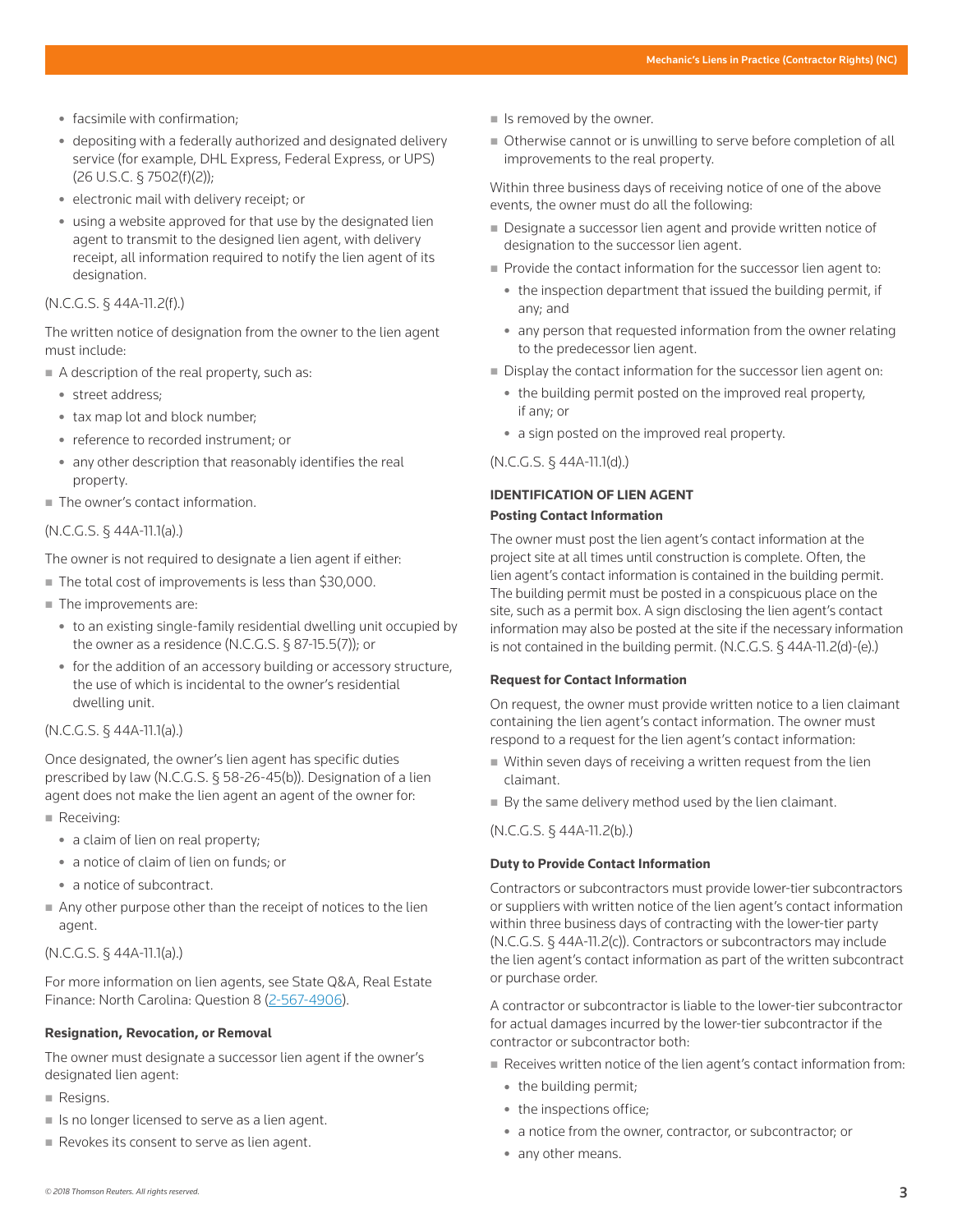- facsimile with confirmation;
- depositing with a federally authorized and designated delivery service (for example, DHL Express, Federal Express, or UPS) (26 U.S.C. § 7502(f)(2));
- electronic mail with delivery receipt; or
- using a website approved for that use by the designated lien agent to transmit to the designed lien agent, with delivery receipt, all information required to notify the lien agent of its designation.

(N.C.G.S. § 44A-11.2(f).)

The written notice of designation from the owner to the lien agent must include:

- A description of the real property, such as:
  - street address;
  - tax map lot and block number;
  - reference to recorded instrument; or
  - any other description that reasonably identifies the real property.
- The owner's contact information.

(N.C.G.S. § 44A-11.1(a).)

The owner is not required to designate a lien agent if either:

- The total cost of improvements is less than $30,000.
- The improvements are:
  - to an existing single-family residential dwelling unit occupied by the owner as a residence (N.C.G.S. § 87-15.5(7)); or
  - for the addition of an accessory building or accessory structure, the use of which is incidental to the owner's residential dwelling unit.

(N.C.G.S. § 44A-11.1(a).)

Once designated, the owner's lien agent has specific duties prescribed by law (N.C.G.S. § 58-26-45(b)). Designation of a lien agent does not make the lien agent an agent of the owner for:

- Receiving:
  - a claim of lien on real property;
  - a notice of claim of lien on funds; or
  - a notice of subcontract.
- Any other purpose other than the receipt of notices to the lien agent.

(N.C.G.S. § 44A-11.1(a).)

For more information on lien agents, see State Q&A, Real Estate Finance: North Carolina: Question 8 (2-567-4906).

#### Resignation, Revocation, or Removal

The owner must designate a successor lien agent if the owner's designated lien agent:

- Resigns.
- Is no longer licensed to serve as a lien agent.
- Revokes its consent to serve as lien agent.
- Is removed by the owner.
- Otherwise cannot or is unwilling to serve before completion of all improvements to the real property.

Within three business days of receiving notice of one of the above events, the owner must do all the following:

- Designate a successor lien agent and provide written notice of designation to the successor lien agent.
- Provide the contact information for the successor lien agent to:
  - the inspection department that issued the building permit, if any; and
  - any person that requested information from the owner relating to the predecessor lien agent.
- Display the contact information for the successor lien agent on:
  - the building permit posted on the improved real property, if any; or
  - a sign posted on the improved real property.

(N.C.G.S. § 44A-11.1(d).)

### IDENTIFICATION OF LIEN AGENT

#### Posting Contact Information

The owner must post the lien agent's contact information at the project site at all times until construction is complete. Often, the lien agent's contact information is contained in the building permit. The building permit must be posted in a conspicuous place on the site, such as a permit box. A sign disclosing the lien agent's contact information may also be posted at the site if the necessary information is not contained in the building permit. (N.C.G.S. § 44A-11.2(d)-(e).)

#### Request for Contact Information

On request, the owner must provide written notice to a lien claimant containing the lien agent's contact information. The owner must respond to a request for the lien agent's contact information:

- Within seven days of receiving a written request from the lien claimant.
- By the same delivery method used by the lien claimant.

(N.C.G.S. § 44A-11.2(b).)

#### Duty to Provide Contact Information

Contractors or subcontractors must provide lower-tier subcontractors or suppliers with written notice of the lien agent's contact information within three business days of contracting with the lower-tier party (N.C.G.S. § 44A-11.2(c)). Contractors or subcontractors may include the lien agent's contact information as part of the written subcontract or purchase order.

A contractor or subcontractor is liable to the lower-tier subcontractor for actual damages incurred by the lower-tier subcontractor if the contractor or subcontractor both:

- Receives written notice of the lien agent's contact information from:
  - the building permit;
  - the inspections office;
  - a notice from the owner, contractor, or subcontractor; or
  - any other means.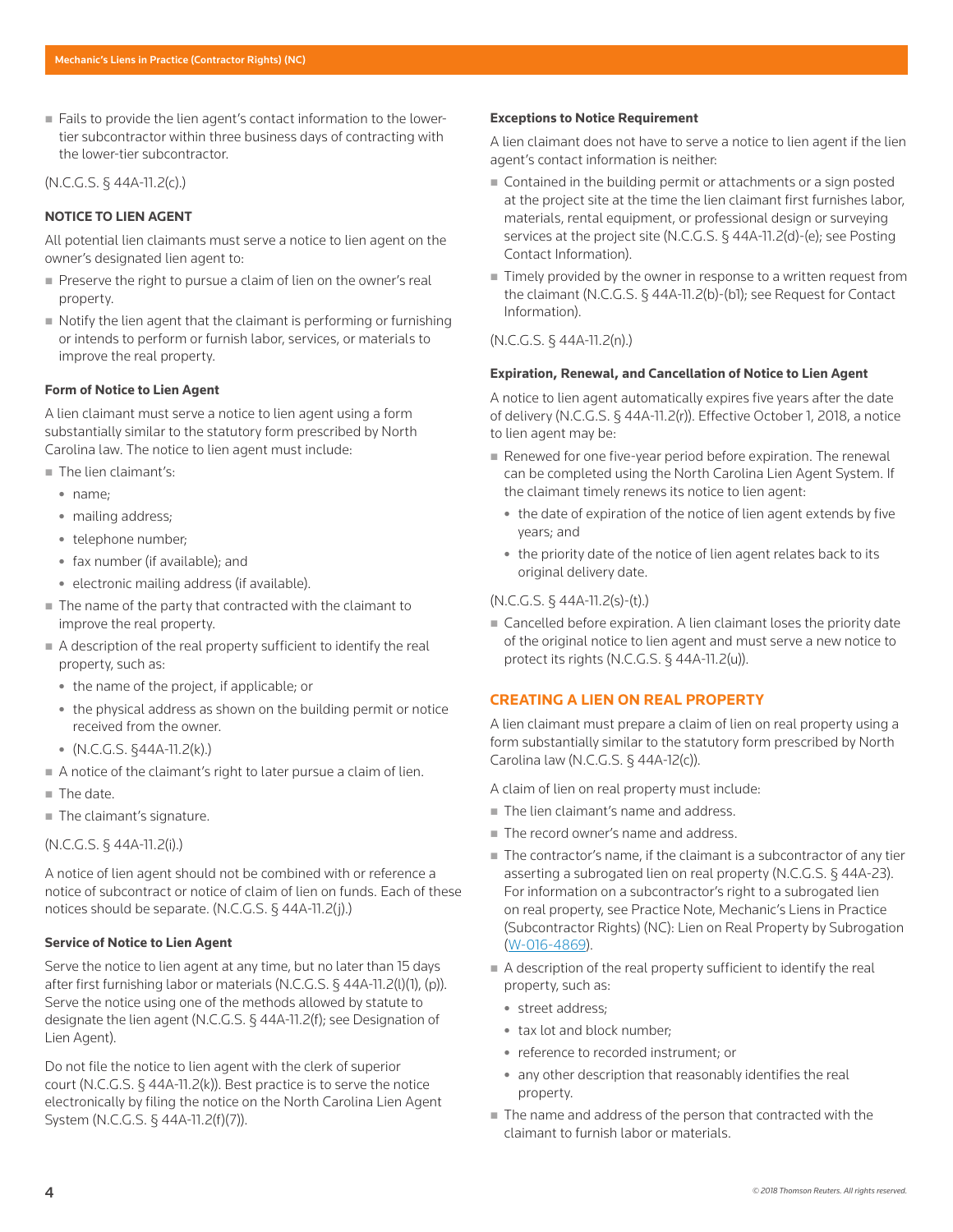- Fails to provide the lien agent's contact information to the lower-tier subcontractor within three business days of contracting with the lower-tier subcontractor.

(N.C.G.S. § 44A-11.2(c).)

## NOTICE TO LIEN AGENT

All potential lien claimants must serve a notice to lien agent on the owner's designated lien agent to:

- Preserve the right to pursue a claim of lien on the owner's real property.
- Notify the lien agent that the claimant is performing or furnishing or intends to perform or furnish labor, services, or materials to improve the real property.

### Form of Notice to Lien Agent

A lien claimant must serve a notice to lien agent using a form substantially similar to the statutory form prescribed by North Carolina law. The notice to lien agent must include:

- The lien claimant's:
  - name;
  - mailing address;
  - telephone number;
  - fax number (if available); and
  - electronic mailing address (if available).
- The name of the party that contracted with the claimant to improve the real property.
- A description of the real property sufficient to identify the real property, such as:
  - the name of the project, if applicable; or
  - the physical address as shown on the building permit or notice received from the owner.
  - (N.C.G.S. §44A-11.2(k).)
- A notice of the claimant's right to later pursue a claim of lien.
- The date.
- The claimant's signature.

(N.C.G.S. § 44A-11.2(i).)

A notice of lien agent should not be combined with or reference a notice of subcontract or notice of claim of lien on funds. Each of these notices should be separate. (N.C.G.S. § 44A-11.2(j).)

### Service of Notice to Lien Agent

Serve the notice to lien agent at any time, but no later than 15 days after first furnishing labor or materials (N.C.G.S. § 44A-11.2(l)(1), (p)). Serve the notice using one of the methods allowed by statute to designate the lien agent (N.C.G.S. § 44A-11.2(f); see Designation of Lien Agent).

Do not file the notice to lien agent with the clerk of superior court (N.C.G.S. § 44A-11.2(k)). Best practice is to serve the notice electronically by filing the notice on the North Carolina Lien Agent System (N.C.G.S. § 44A-11.2(f)(7)).

### Exceptions to Notice Requirement

A lien claimant does not have to serve a notice to lien agent if the lien agent's contact information is neither:

- Contained in the building permit or attachments or a sign posted at the project site at the time the lien claimant first furnishes labor, materials, rental equipment, or professional design or surveying services at the project site (N.C.G.S. § 44A-11.2(d)-(e); see Posting Contact Information).
- Timely provided by the owner in response to a written request from the claimant (N.C.G.S. § 44A-11.2(b)-(b1); see Request for Contact Information).

(N.C.G.S. § 44A-11.2(n).)

### Expiration, Renewal, and Cancellation of Notice to Lien Agent

A notice to lien agent automatically expires five years after the date of delivery (N.C.G.S. § 44A-11.2(r)). Effective October 1, 2018, a notice to lien agent may be:

- Renewed for one five-year period before expiration. The renewal can be completed using the North Carolina Lien Agent System. If the claimant timely renews its notice to lien agent:
  - the date of expiration of the notice of lien agent extends by five years; and
  - the priority date of the notice of lien agent relates back to its original delivery date.

(N.C.G.S. § 44A-11.2(s)-(t).)

- Cancelled before expiration. A lien claimant loses the priority date of the original notice to lien agent and must serve a new notice to protect its rights (N.C.G.S. § 44A-11.2(u)).

## CREATING A LIEN ON REAL PROPERTY

A lien claimant must prepare a claim of lien on real property using a form substantially similar to the statutory form prescribed by North Carolina law (N.C.G.S. § 44A-12(c)).

A claim of lien on real property must include:

- The lien claimant's name and address.
- The record owner's name and address.
- The contractor's name, if the claimant is a subcontractor of any tier asserting a subrogated lien on real property (N.C.G.S. § 44A-23). For information on a subcontractor's right to a subrogated lien on real property, see Practice Note, Mechanic's Liens in Practice (Subcontractor Rights) (NC): Lien on Real Property by Subrogation (W-016-4869).
- A description of the real property sufficient to identify the real property, such as:
  - street address;
  - tax lot and block number;
  - reference to recorded instrument; or
  - any other description that reasonably identifies the real property.
- The name and address of the person that contracted with the claimant to furnish labor or materials.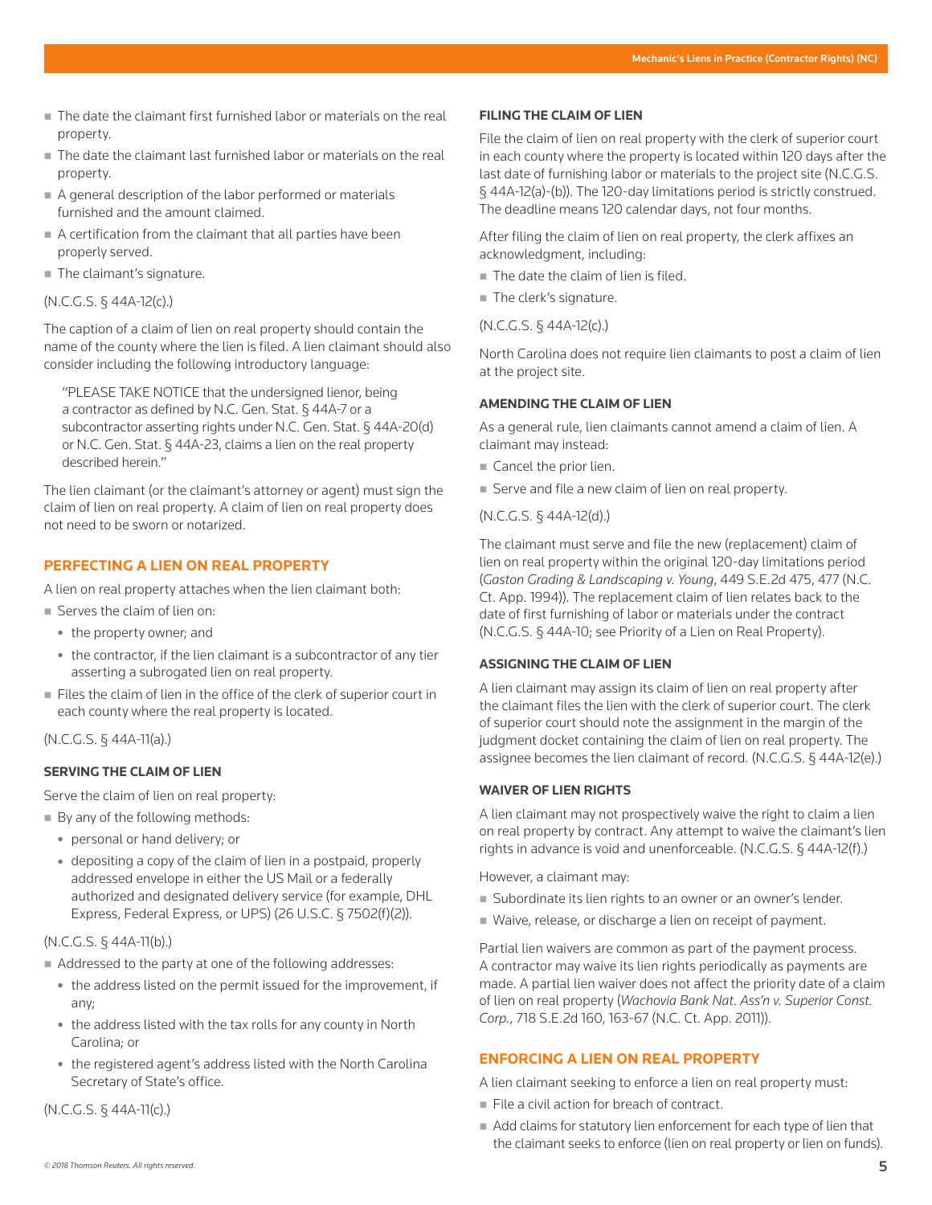- The date the claimant first furnished labor or materials on the real property.
- The date the claimant last furnished labor or materials on the real property.
- A general description of the labor performed or materials furnished and the amount claimed.
- A certification from the claimant that all parties have been properly served.
- The claimant's signature.

(N.C.G.S. § 44A-12(c).)

The caption of a claim of lien on real property should contain the name of the county where the lien is filed. A lien claimant should also consider including the following introductory language:

> "PLEASE TAKE NOTICE that the undersigned lienor, being a contractor as defined by N.C. Gen. Stat. § 44A-7 or a subcontractor asserting rights under N.C. Gen. Stat. § 44A-20(d) or N.C. Gen. Stat. § 44A-23, claims a lien on the real property described herein."

The lien claimant (or the claimant's attorney or agent) must sign the claim of lien on real property. A claim of lien on real property does not need to be sworn or notarized.

## PERFECTING A LIEN ON REAL PROPERTY

A lien on real property attaches when the lien claimant both:

- Serves the claim of lien on:
  - the property owner; and
  - the contractor, if the lien claimant is a subcontractor of any tier asserting a subrogated lien on real property.
- Files the claim of lien in the office of the clerk of superior court in each county where the real property is located.

(N.C.G.S. § 44A-11(a).)

### SERVING THE CLAIM OF LIEN

Serve the claim of lien on real property:

- By any of the following methods:
  - personal or hand delivery; or
  - depositing a copy of the claim of lien in a postpaid, properly addressed envelope in either the US Mail or a federally authorized and designated delivery service (for example, DHL Express, Federal Express, or UPS) (26 U.S.C. § 7502(f)(2)).

(N.C.G.S. § 44A-11(b).)

- Addressed to the party at one of the following addresses:
  - the address listed on the permit issued for the improvement, if any;
  - the address listed with the tax rolls for any county in North Carolina; or
  - the registered agent's address listed with the North Carolina Secretary of State's office.

(N.C.G.S. § 44A-11(c).)

### FILING THE CLAIM OF LIEN

File the claim of lien on real property with the clerk of superior court in each county where the property is located within 120 days after the last date of furnishing labor or materials to the project site (N.C.G.S. § 44A-12(a)-(b)). The 120-day limitations period is strictly construed. The deadline means 120 calendar days, not four months.

After filing the claim of lien on real property, the clerk affixes an acknowledgment, including:

- The date the claim of lien is filed.
- The clerk's signature.

(N.C.G.S. § 44A-12(c).)

North Carolina does not require lien claimants to post a claim of lien at the project site.

### AMENDING THE CLAIM OF LIEN

As a general rule, lien claimants cannot amend a claim of lien. A claimant may instead:

- Cancel the prior lien.
- Serve and file a new claim of lien on real property.

(N.C.G.S. § 44A-12(d).)

The claimant must serve and file the new (replacement) claim of lien on real property within the original 120-day limitations period (*Gaston Grading & Landscaping v. Young*, 449 S.E.2d 475, 477 (N.C. Ct. App. 1994)). The replacement claim of lien relates back to the date of first furnishing of labor or materials under the contract (N.C.G.S. § 44A-10; see Priority of a Lien on Real Property).

### ASSIGNING THE CLAIM OF LIEN

A lien claimant may assign its claim of lien on real property after the claimant files the lien with the clerk of superior court. The clerk of superior court should note the assignment in the margin of the judgment docket containing the claim of lien on real property. The assignee becomes the lien claimant of record. (N.C.G.S. § 44A-12(e).)

### WAIVER OF LIEN RIGHTS

A lien claimant may not prospectively waive the right to claim a lien on real property by contract. Any attempt to waive the claimant's lien rights in advance is void and unenforceable. (N.C.G.S. § 44A-12(f).)

However, a claimant may:

- Subordinate its lien rights to an owner or an owner's lender.
- Waive, release, or discharge a lien on receipt of payment.

Partial lien waivers are common as part of the payment process. A contractor may waive its lien rights periodically as payments are made. A partial lien waiver does not affect the priority date of a claim of lien on real property (*Wachovia Bank Nat. Ass'n v. Superior Const. Corp.*, 718 S.E.2d 160, 163-67 (N.C. Ct. App. 2011)).

## ENFORCING A LIEN ON REAL PROPERTY

A lien claimant seeking to enforce a lien on real property must:

- File a civil action for breach of contract.
- Add claims for statutory lien enforcement for each type of lien that the claimant seeks to enforce (lien on real property or lien on funds).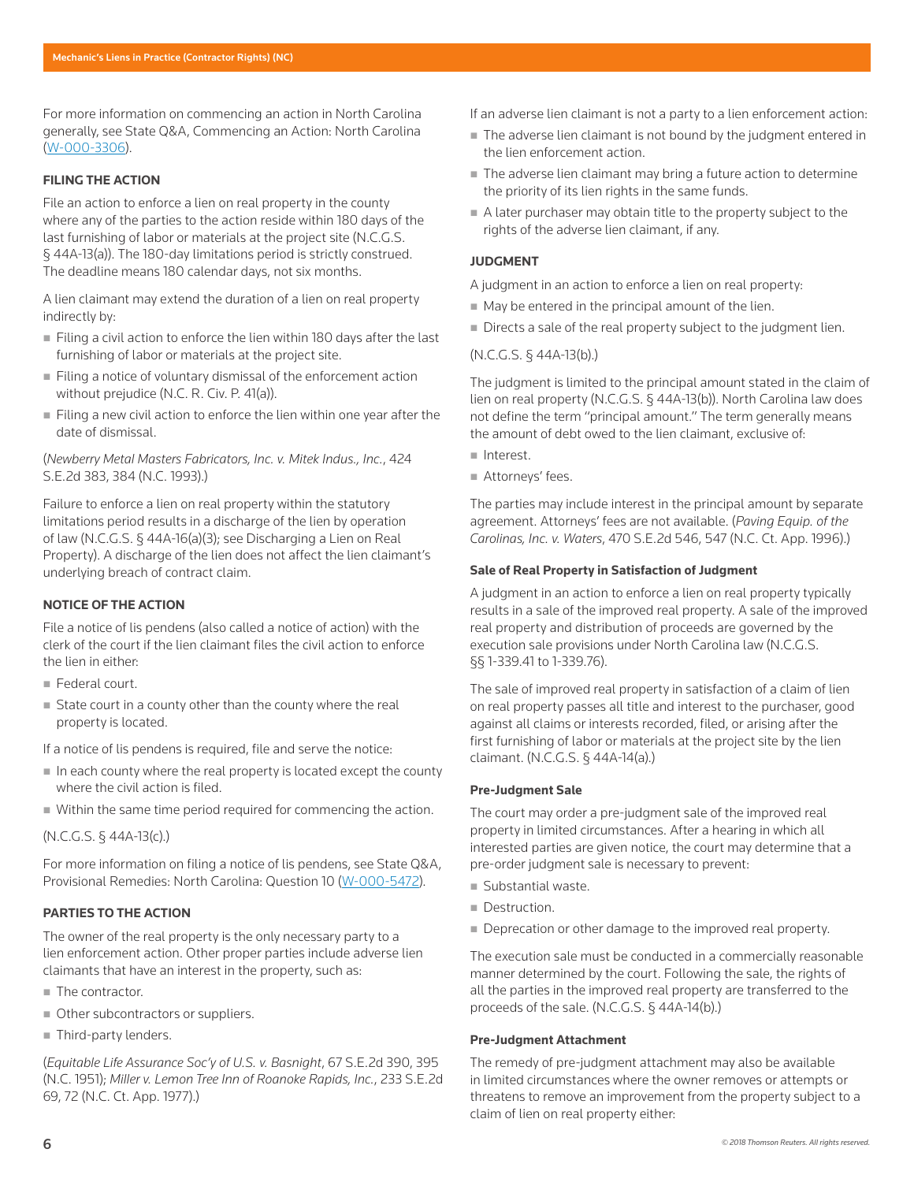For more information on commencing an action in North Carolina generally, see State Q&A, Commencing an Action: North Carolina (W-000-3306).

### FILING THE ACTION

File an action to enforce a lien on real property in the county where any of the parties to the action reside within 180 days of the last furnishing of labor or materials at the project site (N.C.G.S. § 44A-13(a)). The 180-day limitations period is strictly construed. The deadline means 180 calendar days, not six months.

A lien claimant may extend the duration of a lien on real property indirectly by:

- Filing a civil action to enforce the lien within 180 days after the last furnishing of labor or materials at the project site.
- Filing a notice of voluntary dismissal of the enforcement action without prejudice (N.C. R. Civ. P. 41(a)).
- Filing a new civil action to enforce the lien within one year after the date of dismissal.

(*Newberry Metal Masters Fabricators, Inc. v. Mitek Indus., Inc.*, 424 S.E.2d 383, 384 (N.C. 1993).)

Failure to enforce a lien on real property within the statutory limitations period results in a discharge of the lien by operation of law (N.C.G.S. § 44A-16(a)(3); see Discharging a Lien on Real Property). A discharge of the lien does not affect the lien claimant's underlying breach of contract claim.

### NOTICE OF THE ACTION

File a notice of lis pendens (also called a notice of action) with the clerk of the court if the lien claimant files the civil action to enforce the lien in either:

- Federal court.
- State court in a county other than the county where the real property is located.

If a notice of lis pendens is required, file and serve the notice:

- In each county where the real property is located except the county where the civil action is filed.
- Within the same time period required for commencing the action.

(N.C.G.S. § 44A-13(c).)

For more information on filing a notice of lis pendens, see State Q&A, Provisional Remedies: North Carolina: Question 10 (W-000-5472).

### PARTIES TO THE ACTION

The owner of the real property is the only necessary party to a lien enforcement action. Other proper parties include adverse lien claimants that have an interest in the property, such as:

- The contractor.
- Other subcontractors or suppliers.
- Third-party lenders.

(*Equitable Life Assurance Soc'y of U.S. v. Basnight*, 67 S.E.2d 390, 395 (N.C. 1951); *Miller v. Lemon Tree Inn of Roanoke Rapids, Inc.*, 233 S.E.2d 69, 72 (N.C. Ct. App. 1977).)

If an adverse lien claimant is not a party to a lien enforcement action:

- The adverse lien claimant is not bound by the judgment entered in the lien enforcement action.
- The adverse lien claimant may bring a future action to determine the priority of its lien rights in the same funds.
- A later purchaser may obtain title to the property subject to the rights of the adverse lien claimant, if any.

### JUDGMENT

A judgment in an action to enforce a lien on real property:

- May be entered in the principal amount of the lien.
- Directs a sale of the real property subject to the judgment lien.

(N.C.G.S. § 44A-13(b).)

The judgment is limited to the principal amount stated in the claim of lien on real property (N.C.G.S. § 44A-13(b)). North Carolina law does not define the term "principal amount." The term generally means the amount of debt owed to the lien claimant, exclusive of:

- Interest.
- Attorneys' fees.

The parties may include interest in the principal amount by separate agreement. Attorneys' fees are not available. (*Paving Equip. of the Carolinas, Inc. v. Waters*, 470 S.E.2d 546, 547 (N.C. Ct. App. 1996).)

#### Sale of Real Property in Satisfaction of Judgment

A judgment in an action to enforce a lien on real property typically results in a sale of the improved real property. A sale of the improved real property and distribution of proceeds are governed by the execution sale provisions under North Carolina law (N.C.G.S. §§ 1-339.41 to 1-339.76).

The sale of improved real property in satisfaction of a claim of lien on real property passes all title and interest to the purchaser, good against all claims or interests recorded, filed, or arising after the first furnishing of labor or materials at the project site by the lien claimant. (N.C.G.S. § 44A-14(a).)

#### Pre-Judgment Sale

The court may order a pre-judgment sale of the improved real property in limited circumstances. After a hearing in which all interested parties are given notice, the court may determine that a pre-order judgment sale is necessary to prevent:

- Substantial waste.
- Destruction.
- Deprecation or other damage to the improved real property.

The execution sale must be conducted in a commercially reasonable manner determined by the court. Following the sale, the rights of all the parties in the improved real property are transferred to the proceeds of the sale. (N.C.G.S. § 44A-14(b).)

#### Pre-Judgment Attachment

The remedy of pre-judgment attachment may also be available in limited circumstances where the owner removes or attempts or threatens to remove an improvement from the property subject to a claim of lien on real property either: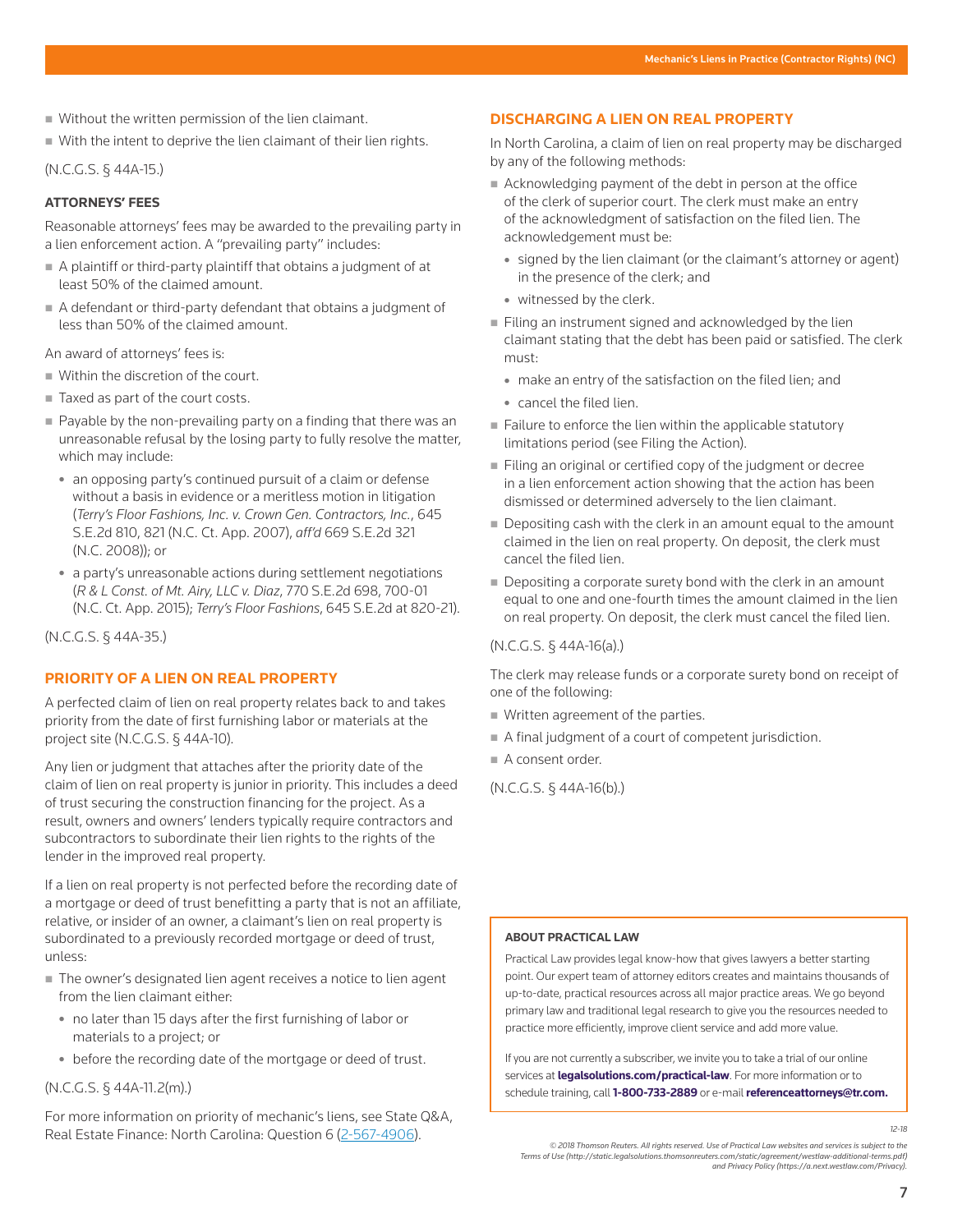- Without the written permission of the lien claimant.
- With the intent to deprive the lien claimant of their lien rights.

(N.C.G.S. § 44A-15.)

### ATTORNEYS' FEES

Reasonable attorneys' fees may be awarded to the prevailing party in a lien enforcement action. A "prevailing party" includes:

- A plaintiff or third-party plaintiff that obtains a judgment of at least 50% of the claimed amount.
- A defendant or third-party defendant that obtains a judgment of less than 50% of the claimed amount.

An award of attorneys' fees is:

- Within the discretion of the court.
- Taxed as part of the court costs.
- Payable by the non-prevailing party on a finding that there was an unreasonable refusal by the losing party to fully resolve the matter, which may include:
  - an opposing party's continued pursuit of a claim or defense without a basis in evidence or a meritless motion in litigation (*Terry's Floor Fashions, Inc. v. Crown Gen. Contractors, Inc.*, 645 S.E.2d 810, 821 (N.C. Ct. App. 2007), *aff'd* 669 S.E.2d 321 (N.C. 2008)); or
  - a party's unreasonable actions during settlement negotiations (*R & L Const. of Mt. Airy, LLC v. Diaz*, 770 S.E.2d 698, 700-01 (N.C. Ct. App. 2015); *Terry's Floor Fashions*, 645 S.E.2d at 820-21).

(N.C.G.S. § 44A-35.)

## PRIORITY OF A LIEN ON REAL PROPERTY

A perfected claim of lien on real property relates back to and takes priority from the date of first furnishing labor or materials at the project site (N.C.G.S. § 44A-10).

Any lien or judgment that attaches after the priority date of the claim of lien on real property is junior in priority. This includes a deed of trust securing the construction financing for the project. As a result, owners and owners' lenders typically require contractors and subcontractors to subordinate their lien rights to the rights of the lender in the improved real property.

If a lien on real property is not perfected before the recording date of a mortgage or deed of trust benefitting a party that is not an affiliate, relative, or insider of an owner, a claimant's lien on real property is subordinated to a previously recorded mortgage or deed of trust, unless:

- The owner's designated lien agent receives a notice to lien agent from the lien claimant either:
  - no later than 15 days after the first furnishing of labor or materials to a project; or
  - before the recording date of the mortgage or deed of trust.

(N.C.G.S. § 44A-11.2(m).)

For more information on priority of mechanic's liens, see State Q&A, Real Estate Finance: North Carolina: Question 6 (2-567-4906).

## DISCHARGING A LIEN ON REAL PROPERTY

In North Carolina, a claim of lien on real property may be discharged by any of the following methods:

- Acknowledging payment of the debt in person at the office of the clerk of superior court. The clerk must make an entry of the acknowledgment of satisfaction on the filed lien. The acknowledgement must be:
  - signed by the lien claimant (or the claimant's attorney or agent) in the presence of the clerk; and
  - witnessed by the clerk.
- Filing an instrument signed and acknowledged by the lien claimant stating that the debt has been paid or satisfied. The clerk must:
  - make an entry of the satisfaction on the filed lien; and
  - cancel the filed lien.
- Failure to enforce the lien within the applicable statutory limitations period (see Filing the Action).
- Filing an original or certified copy of the judgment or decree in a lien enforcement action showing that the action has been dismissed or determined adversely to the lien claimant.
- Depositing cash with the clerk in an amount equal to the amount claimed in the lien on real property. On deposit, the clerk must cancel the filed lien.
- Depositing a corporate surety bond with the clerk in an amount equal to one and one-fourth times the amount claimed in the lien on real property. On deposit, the clerk must cancel the filed lien.

(N.C.G.S. § 44A-16(a).)

The clerk may release funds or a corporate surety bond on receipt of one of the following:

- Written agreement of the parties.
- A final judgment of a court of competent jurisdiction.
- A consent order.

(N.C.G.S. § 44A-16(b).)

### ABOUT PRACTICAL LAW

Practical Law provides legal know-how that gives lawyers a better starting point. Our expert team of attorney editors creates and maintains thousands of up-to-date, practical resources across all major practice areas. We go beyond primary law and traditional legal research to give you the resources needed to practice more efficiently, improve client service and add more value.

If you are not currently a subscriber, we invite you to take a trial of our online services at **legalsolutions.com/practical-law**. For more information or to schedule training, call **1-800-733-2889** or e-mail **referenceattorneys@tr.com.**

12-18

*© 2018 Thomson Reuters. All rights reserved. Use of Practical Law websites and services is subject to the Terms of Use (http://static.legalsolutions.thomsonreuters.com/static/agreement/westlaw-additional-terms.pdf) and Privacy Policy (https://a.next.westlaw.com/Privacy).*